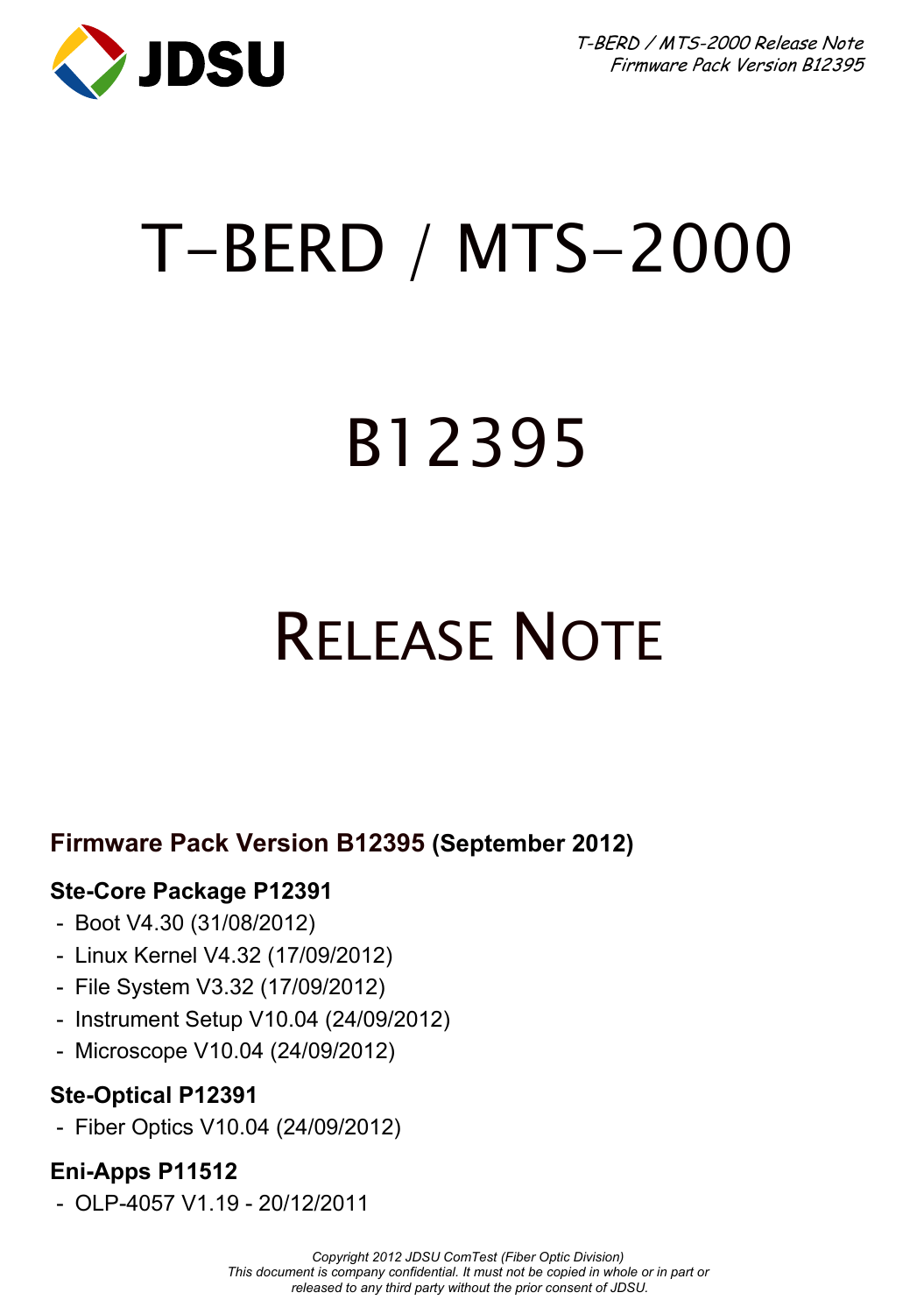# T-BERD / MTS-2000

# B12395

# Release Note

## Firmware Pack Version B12395 (September 2012)

### Ste-Core Package P12391

- Boot V4.30 (31/08/2012)
- Linux Kernel V4.32 (17/09/2012)
- File System V3.32 (17/09/2012)
- Instrument Setup V10.04 (24/09/2012)
- Microscope V10.04 (24/09/2012)

### Ste-Optical P12391

- Fiber Optics V10.04 (24/09/2012)

### Eni-Apps P11512

- OLP-4057 V1.19 - 20/12/2011

*Copyright 2012 JDSU ComTest (Fiber Optic Division)*
*This document is company confidential. It must not be copied in whole or in part or released to any third party without the prior consent of JDSU.*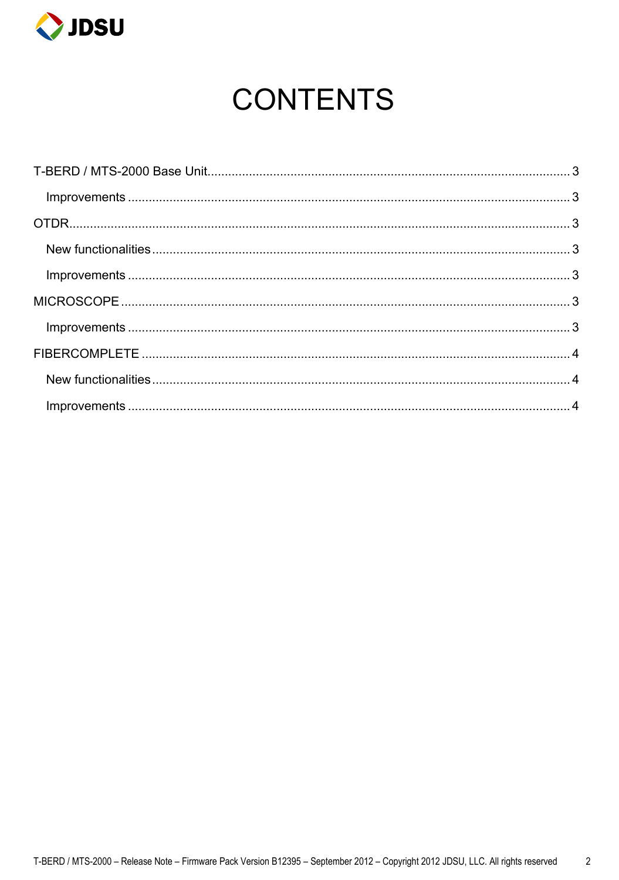# CONTENTS

T-BERD / MTS-2000 Base Unit........................................................................................................ 3

- Improvements ..................................................................................................................... 3

OTDR.................................................................................................................................. 3

- New functionalities ............................................................................................................. 3
- Improvements ..................................................................................................................... 3

MICROSCOPE ....................................................................................................................... 3

- Improvements ..................................................................................................................... 3

FIBERCOMPLETE .................................................................................................................. 4

- New functionalities ............................................................................................................. 4
- Improvements ..................................................................................................................... 4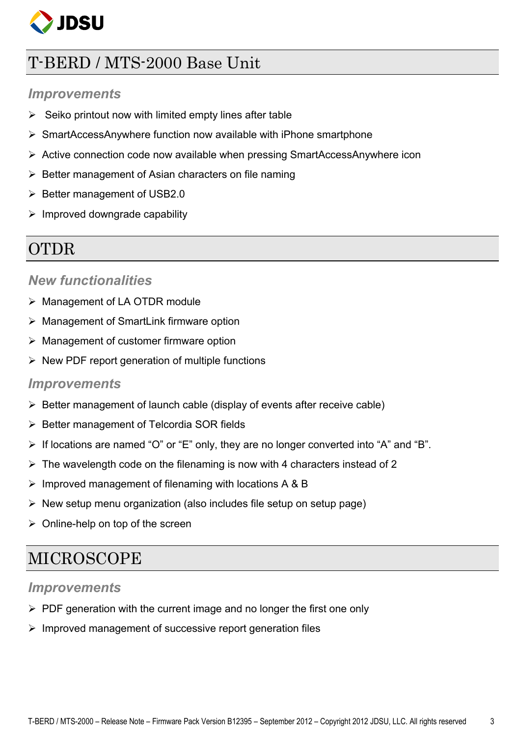# T-BERD / MTS-2000 Base Unit

### *Improvements*

- Seiko printout now with limited empty lines after table
- SmartAccessAnywhere function now available with iPhone smartphone
- Active connection code now available when pressing SmartAccessAnywhere icon
- Better management of Asian characters on file naming
- Better management of USB2.0
- Improved downgrade capability

# OTDR

### *New functionalities*

- Management of LA OTDR module
- Management of SmartLink firmware option
- Management of customer firmware option
- New PDF report generation of multiple functions

### *Improvements*

- Better management of launch cable (display of events after receive cable)
- Better management of Telcordia SOR fields
- If locations are named “O” or “E” only, they are no longer converted into “A” and “B”.
- The wavelength code on the filenaming is now with 4 characters instead of 2
- Improved management of filenaming with locations A & B
- New setup menu organization (also includes file setup on setup page)
- Online-help on top of the screen

# MICROSCOPE

### *Improvements*

- PDF generation with the current image and no longer the first one only
- Improved management of successive report generation files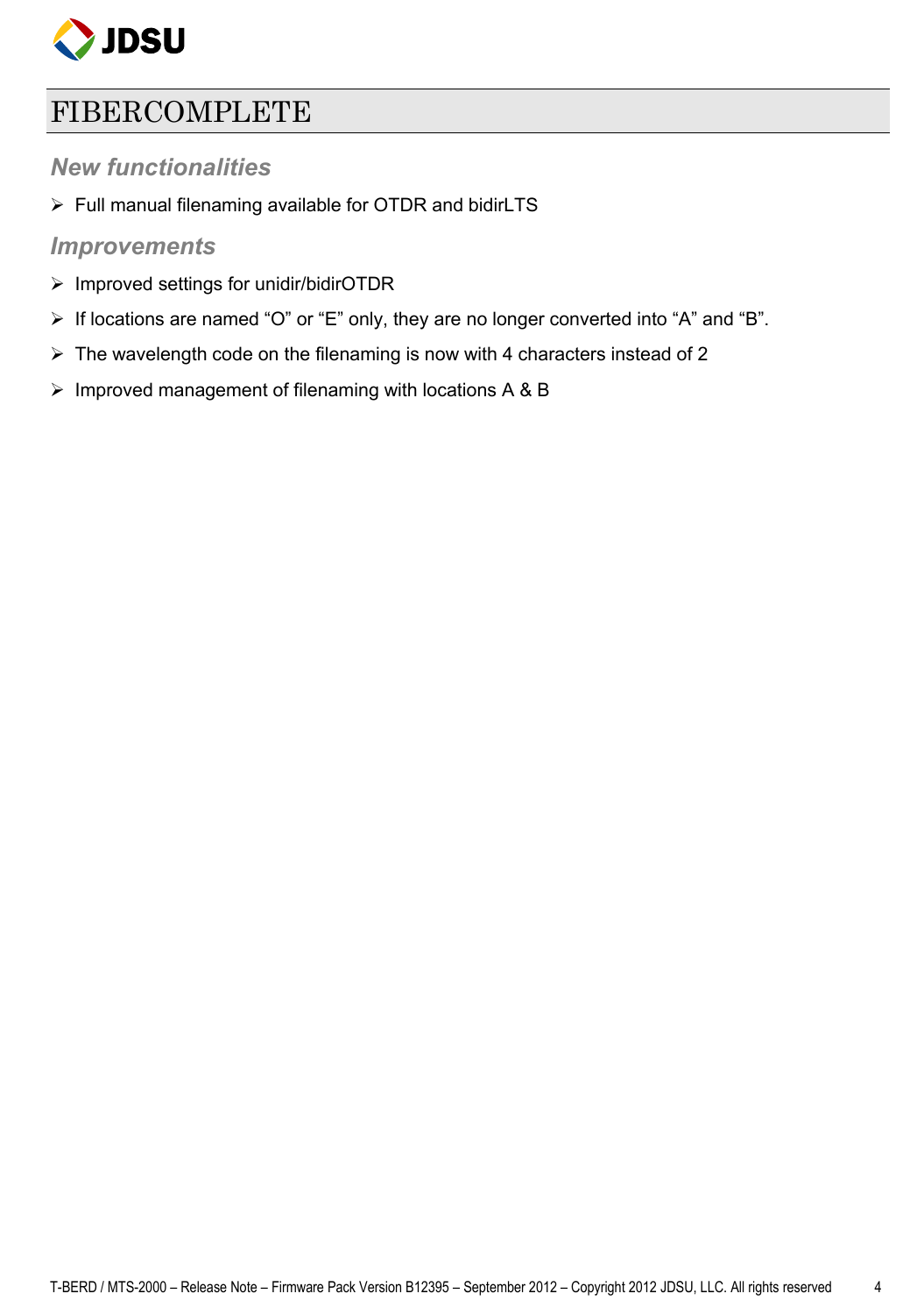# FIBERCOMPLETE

## *New functionalities*

- Full manual filenaming available for OTDR and bidirLTS

## *Improvements*

- Improved settings for unidir/bidirOTDR
- If locations are named “O” or “E” only, they are no longer converted into “A” and “B”.
- The wavelength code on the filenaming is now with 4 characters instead of 2
- Improved management of filenaming with locations A & B